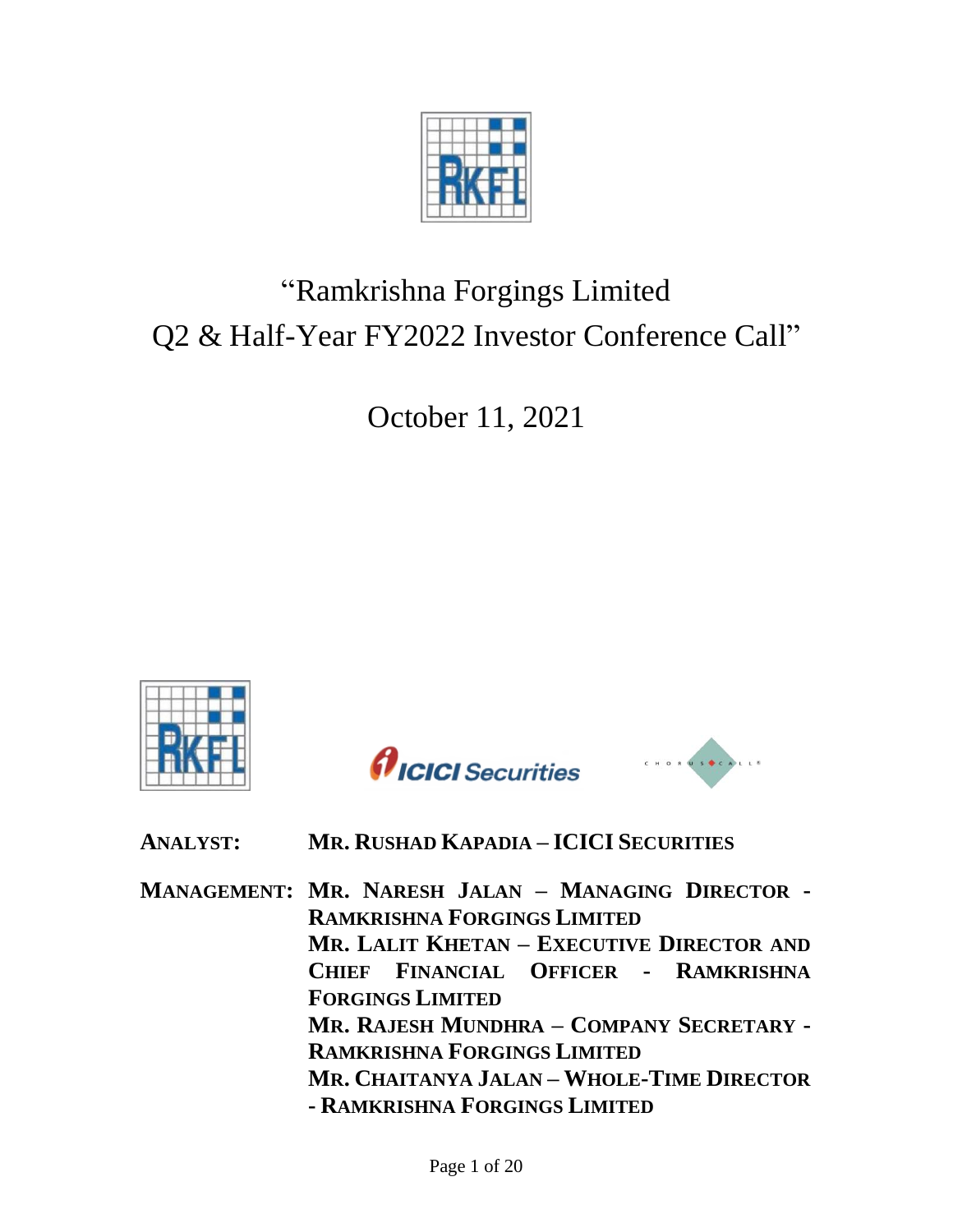# "Ramkrishna Forgings Limited
# Q2 & Half-Year FY2022 Investor Conference Call"

## October 11, 2021

**ANALYST:** **MR. RUSHAD KAPADIA – ICICI SECURITIES**

**MANAGEMENT:** **MR. NARESH JALAN – MANAGING DIRECTOR - RAMKRISHNA FORGINGS LIMITED**
**MR. LALIT KHETAN – EXECUTIVE DIRECTOR AND CHIEF FINANCIAL OFFICER - RAMKRISHNA FORGINGS LIMITED**
**MR. RAJESH MUNDHRA – COMPANY SECRETARY - RAMKRISHNA FORGINGS LIMITED**
**MR. CHAITANYA JALAN – WHOLE-TIME DIRECTOR - RAMKRISHNA FORGINGS LIMITED**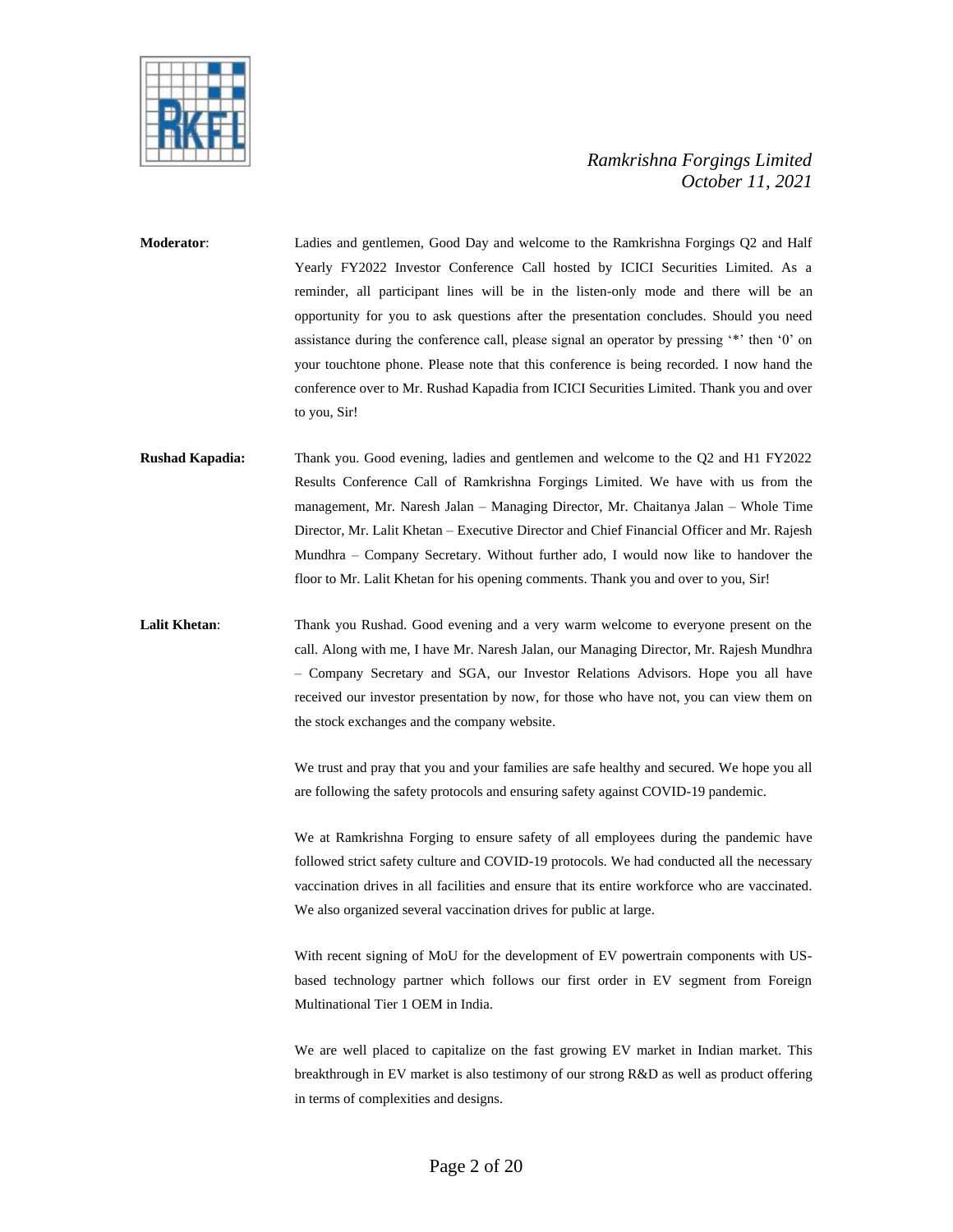**Moderator**: Ladies and gentlemen, Good Day and welcome to the Ramkrishna Forgings Q2 and Half Yearly FY2022 Investor Conference Call hosted by ICICI Securities Limited. As a reminder, all participant lines will be in the listen-only mode and there will be an opportunity for you to ask questions after the presentation concludes. Should you need assistance during the conference call, please signal an operator by pressing '*' then '0' on your touchtone phone. Please note that this conference is being recorded. I now hand the conference over to Mr. Rushad Kapadia from ICICI Securities Limited. Thank you and over to you, Sir!

**Rushad Kapadia:** Thank you. Good evening, ladies and gentlemen and welcome to the Q2 and H1 FY2022 Results Conference Call of Ramkrishna Forgings Limited. We have with us from the management, Mr. Naresh Jalan – Managing Director, Mr. Chaitanya Jalan – Whole Time Director, Mr. Lalit Khetan – Executive Director and Chief Financial Officer and Mr. Rajesh Mundhra – Company Secretary. Without further ado, I would now like to handover the floor to Mr. Lalit Khetan for his opening comments. Thank you and over to you, Sir!

**Lalit Khetan**: Thank you Rushad. Good evening and a very warm welcome to everyone present on the call. Along with me, I have Mr. Naresh Jalan, our Managing Director, Mr. Rajesh Mundhra – Company Secretary and SGA, our Investor Relations Advisors. Hope you all have received our investor presentation by now, for those who have not, you can view them on the stock exchanges and the company website.

We trust and pray that you and your families are safe healthy and secured. We hope you all are following the safety protocols and ensuring safety against COVID-19 pandemic.

We at Ramkrishna Forging to ensure safety of all employees during the pandemic have followed strict safety culture and COVID-19 protocols. We had conducted all the necessary vaccination drives in all facilities and ensure that its entire workforce who are vaccinated. We also organized several vaccination drives for public at large.

With recent signing of MoU for the development of EV powertrain components with US-based technology partner which follows our first order in EV segment from Foreign Multinational Tier 1 OEM in India.

We are well placed to capitalize on the fast growing EV market in Indian market. This breakthrough in EV market is also testimony of our strong R&D as well as product offering in terms of complexities and designs.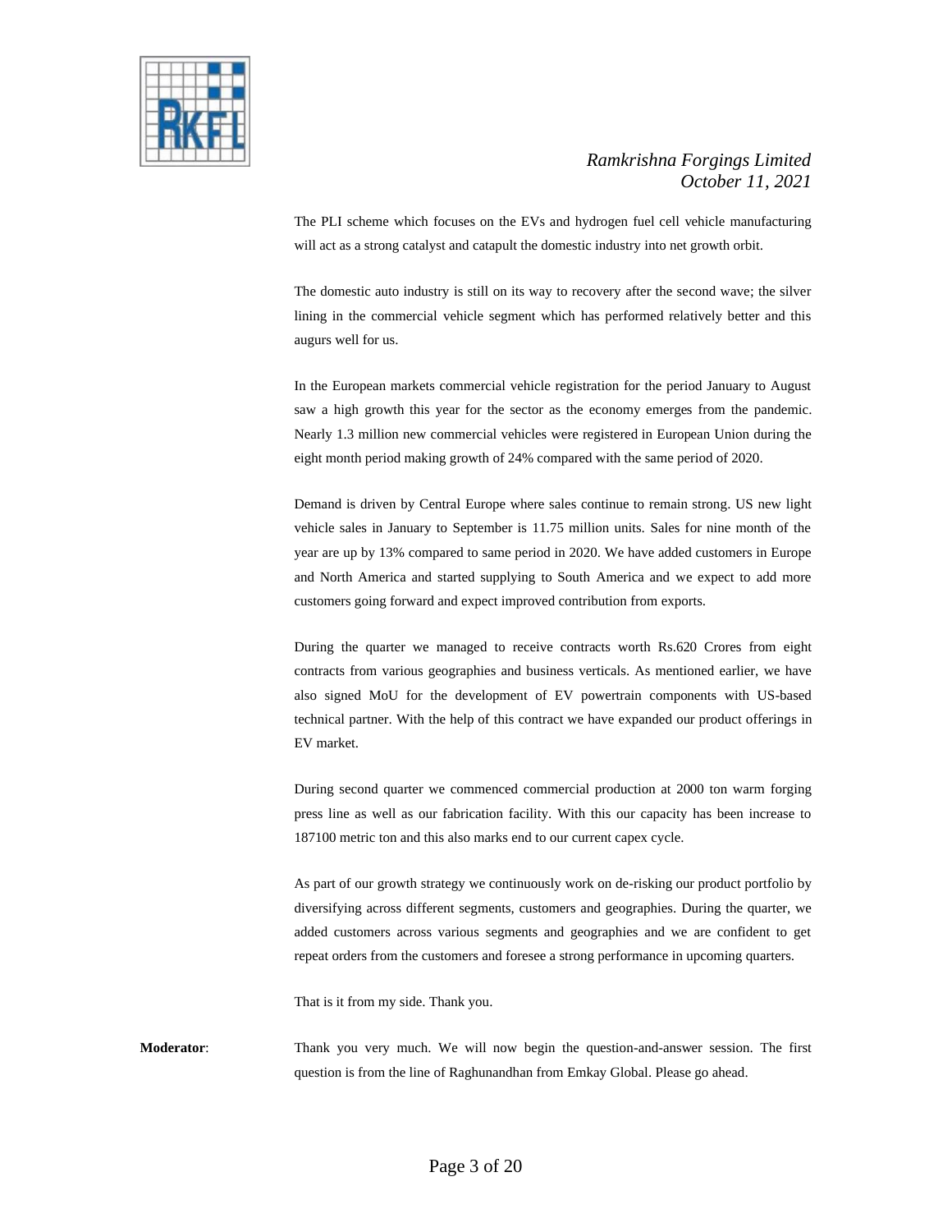The PLI scheme which focuses on the EVs and hydrogen fuel cell vehicle manufacturing will act as a strong catalyst and catapult the domestic industry into net growth orbit.

The domestic auto industry is still on its way to recovery after the second wave; the silver lining in the commercial vehicle segment which has performed relatively better and this augurs well for us.

In the European markets commercial vehicle registration for the period January to August saw a high growth this year for the sector as the economy emerges from the pandemic. Nearly 1.3 million new commercial vehicles were registered in European Union during the eight month period making growth of 24% compared with the same period of 2020.

Demand is driven by Central Europe where sales continue to remain strong. US new light vehicle sales in January to September is 11.75 million units. Sales for nine month of the year are up by 13% compared to same period in 2020. We have added customers in Europe and North America and started supplying to South America and we expect to add more customers going forward and expect improved contribution from exports.

During the quarter we managed to receive contracts worth Rs.620 Crores from eight contracts from various geographies and business verticals. As mentioned earlier, we have also signed MoU for the development of EV powertrain components with US-based technical partner. With the help of this contract we have expanded our product offerings in EV market.

During second quarter we commenced commercial production at 2000 ton warm forging press line as well as our fabrication facility. With this our capacity has been increase to 187100 metric ton and this also marks end to our current capex cycle.

As part of our growth strategy we continuously work on de-risking our product portfolio by diversifying across different segments, customers and geographies. During the quarter, we added customers across various segments and geographies and we are confident to get repeat orders from the customers and foresee a strong performance in upcoming quarters.

That is it from my side. Thank you.

**Moderator**: Thank you very much. We will now begin the question-and-answer session. The first question is from the line of Raghunandhan from Emkay Global. Please go ahead.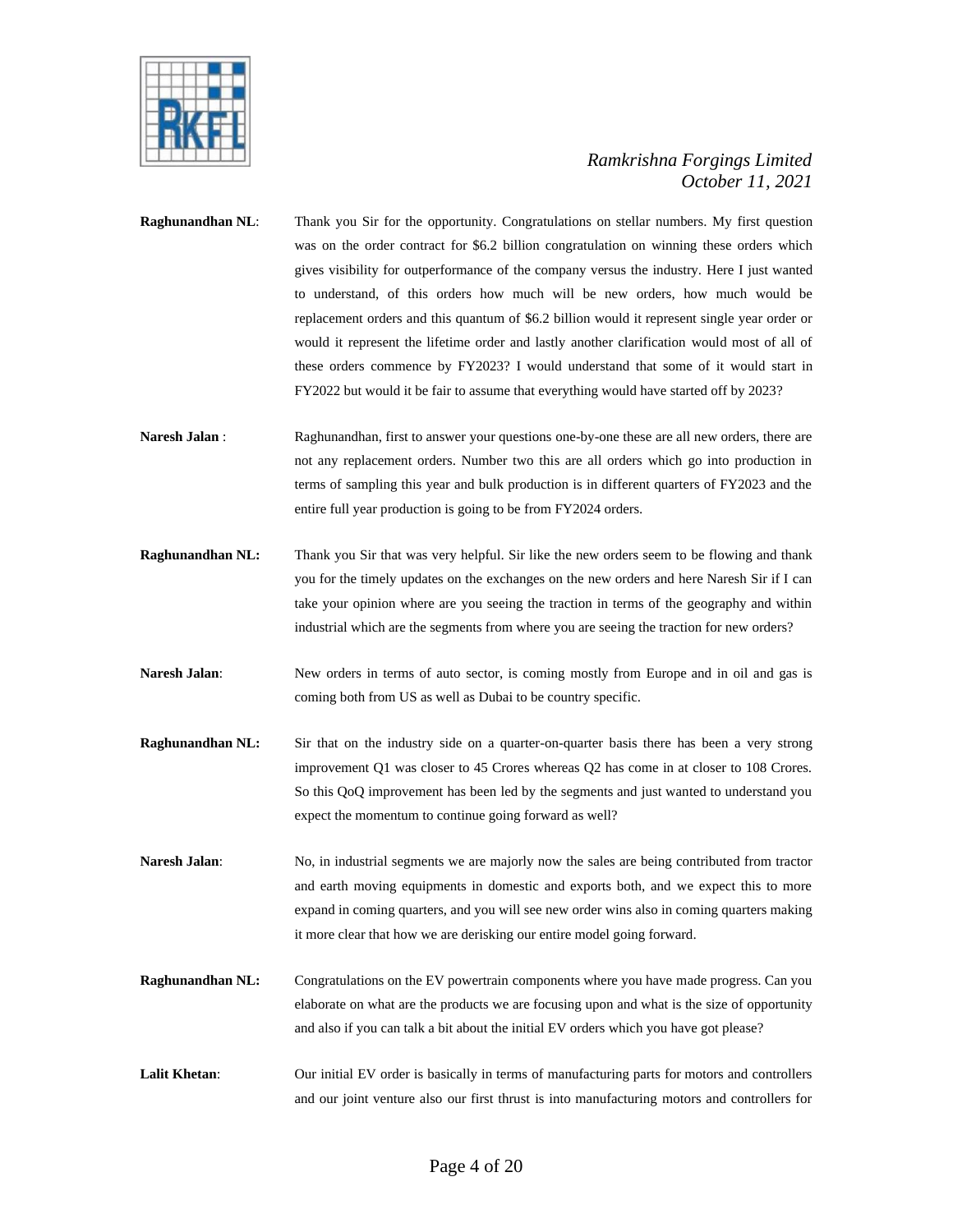**Raghunandhan NL**: Thank you Sir for the opportunity. Congratulations on stellar numbers. My first question was on the order contract for $6.2 billion congratulation on winning these orders which gives visibility for outperformance of the company versus the industry. Here I just wanted to understand, of this orders how much will be new orders, how much would be replacement orders and this quantum of $6.2 billion would it represent single year order or would it represent the lifetime order and lastly another clarification would most of all of these orders commence by FY2023? I would understand that some of it would start in FY2022 but would it be fair to assume that everything would have started off by 2023?

**Naresh Jalan** : Raghunandhan, first to answer your questions one-by-one these are all new orders, there are not any replacement orders. Number two this are all orders which go into production in terms of sampling this year and bulk production is in different quarters of FY2023 and the entire full year production is going to be from FY2024 orders.

**Raghunandhan NL:** Thank you Sir that was very helpful. Sir like the new orders seem to be flowing and thank you for the timely updates on the exchanges on the new orders and here Naresh Sir if I can take your opinion where are you seeing the traction in terms of the geography and within industrial which are the segments from where you are seeing the traction for new orders?

**Naresh Jalan**: New orders in terms of auto sector, is coming mostly from Europe and in oil and gas is coming both from US as well as Dubai to be country specific.

**Raghunandhan NL:** Sir that on the industry side on a quarter-on-quarter basis there has been a very strong improvement Q1 was closer to 45 Crores whereas Q2 has come in at closer to 108 Crores. So this QoQ improvement has been led by the segments and just wanted to understand you expect the momentum to continue going forward as well?

**Naresh Jalan**: No, in industrial segments we are majorly now the sales are being contributed from tractor and earth moving equipments in domestic and exports both, and we expect this to more expand in coming quarters, and you will see new order wins also in coming quarters making it more clear that how we are derisking our entire model going forward.

**Raghunandhan NL:** Congratulations on the EV powertrain components where you have made progress. Can you elaborate on what are the products we are focusing upon and what is the size of opportunity and also if you can talk a bit about the initial EV orders which you have got please?

**Lalit Khetan**: Our initial EV order is basically in terms of manufacturing parts for motors and controllers and our joint venture also our first thrust is into manufacturing motors and controllers for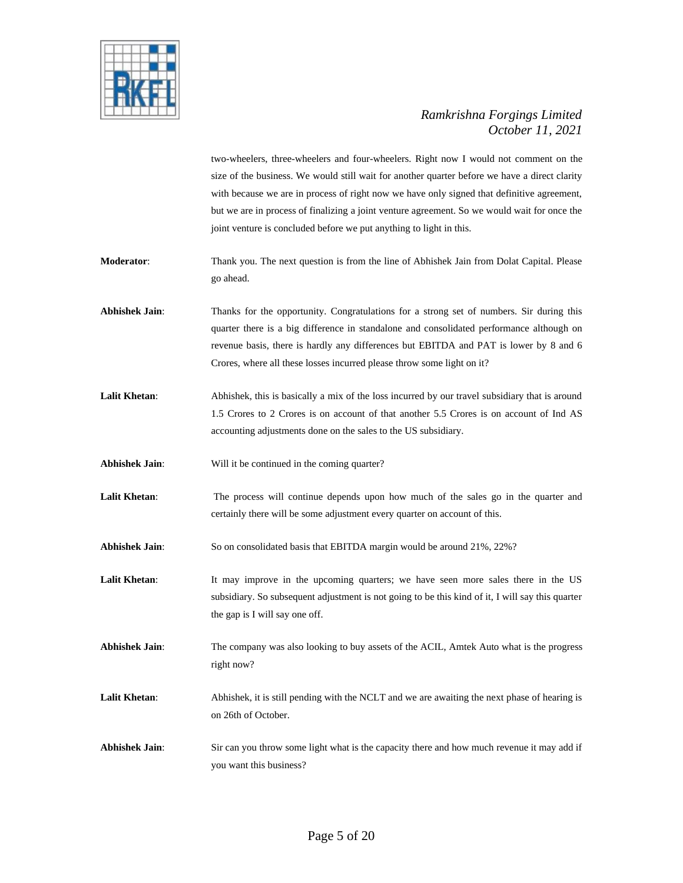two-wheelers, three-wheelers and four-wheelers. Right now I would not comment on the size of the business. We would still wait for another quarter before we have a direct clarity with because we are in process of right now we have only signed that definitive agreement, but we are in process of finalizing a joint venture agreement. So we would wait for once the joint venture is concluded before we put anything to light in this.

**Moderator**: Thank you. The next question is from the line of Abhishek Jain from Dolat Capital. Please go ahead.

**Abhishek Jain**: Thanks for the opportunity. Congratulations for a strong set of numbers. Sir during this quarter there is a big difference in standalone and consolidated performance although on revenue basis, there is hardly any differences but EBITDA and PAT is lower by 8 and 6 Crores, where all these losses incurred please throw some light on it?

**Lalit Khetan**: Abhishek, this is basically a mix of the loss incurred by our travel subsidiary that is around 1.5 Crores to 2 Crores is on account of that another 5.5 Crores is on account of Ind AS accounting adjustments done on the sales to the US subsidiary.

**Abhishek Jain**: Will it be continued in the coming quarter?

**Lalit Khetan**: The process will continue depends upon how much of the sales go in the quarter and certainly there will be some adjustment every quarter on account of this.

**Abhishek Jain**: So on consolidated basis that EBITDA margin would be around 21%, 22%?

**Lalit Khetan**: It may improve in the upcoming quarters; we have seen more sales there in the US subsidiary. So subsequent adjustment is not going to be this kind of it, I will say this quarter the gap is I will say one off.

**Abhishek Jain**: The company was also looking to buy assets of the ACIL, Amtek Auto what is the progress right now?

**Lalit Khetan**: Abhishek, it is still pending with the NCLT and we are awaiting the next phase of hearing is on 26th of October.

**Abhishek Jain**: Sir can you throw some light what is the capacity there and how much revenue it may add if you want this business?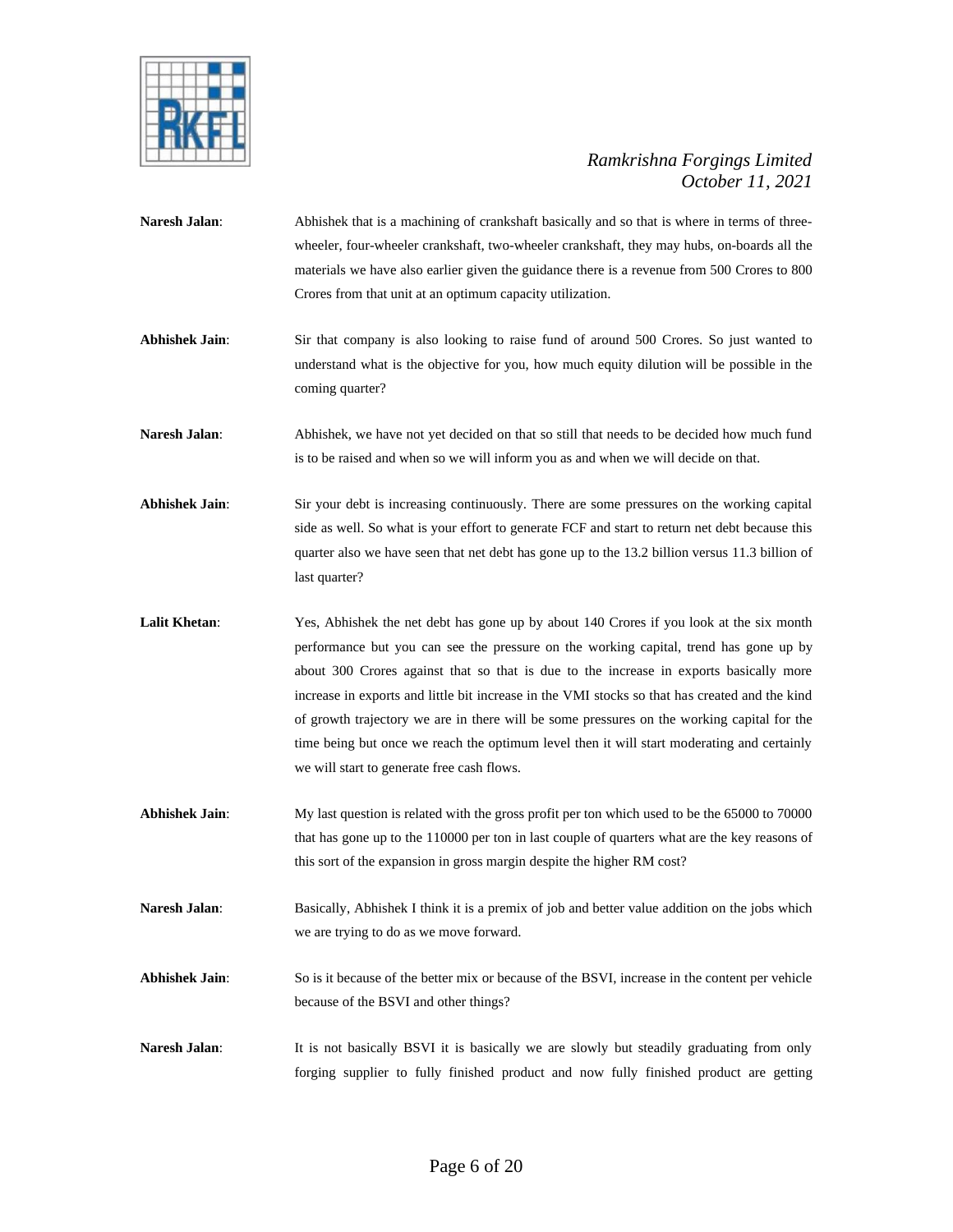**Naresh Jalan**: Abhishek that is a machining of crankshaft basically and so that is where in terms of three-wheeler, four-wheeler crankshaft, two-wheeler crankshaft, they may hubs, on-boards all the materials we have also earlier given the guidance there is a revenue from 500 Crores to 800 Crores from that unit at an optimum capacity utilization.

**Abhishek Jain**: Sir that company is also looking to raise fund of around 500 Crores. So just wanted to understand what is the objective for you, how much equity dilution will be possible in the coming quarter?

**Naresh Jalan**: Abhishek, we have not yet decided on that so still that needs to be decided how much fund is to be raised and when so we will inform you as and when we will decide on that.

**Abhishek Jain**: Sir your debt is increasing continuously. There are some pressures on the working capital side as well. So what is your effort to generate FCF and start to return net debt because this quarter also we have seen that net debt has gone up to the 13.2 billion versus 11.3 billion of last quarter?

**Lalit Khetan**: Yes, Abhishek the net debt has gone up by about 140 Crores if you look at the six month performance but you can see the pressure on the working capital, trend has gone up by about 300 Crores against that so that is due to the increase in exports basically more increase in exports and little bit increase in the VMI stocks so that has created and the kind of growth trajectory we are in there will be some pressures on the working capital for the time being but once we reach the optimum level then it will start moderating and certainly we will start to generate free cash flows.

**Abhishek Jain**: My last question is related with the gross profit per ton which used to be the 65000 to 70000 that has gone up to the 110000 per ton in last couple of quarters what are the key reasons of this sort of the expansion in gross margin despite the higher RM cost?

**Naresh Jalan**: Basically, Abhishek I think it is a premix of job and better value addition on the jobs which we are trying to do as we move forward.

**Abhishek Jain**: So is it because of the better mix or because of the BSVI, increase in the content per vehicle because of the BSVI and other things?

**Naresh Jalan**: It is not basically BSVI it is basically we are slowly but steadily graduating from only forging supplier to fully finished product and now fully finished product are getting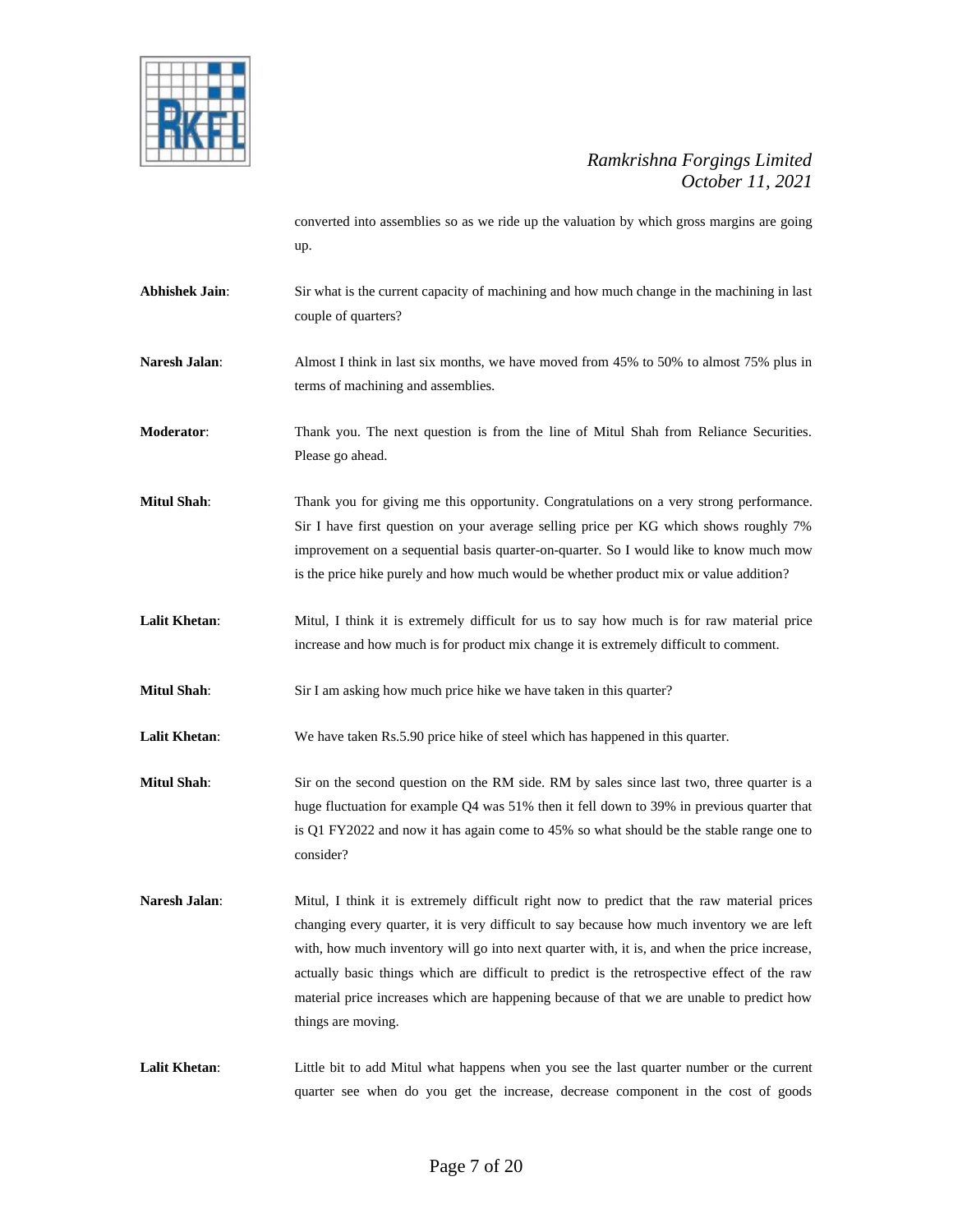converted into assemblies so as we ride up the valuation by which gross margins are going up.

**Abhishek Jain**: Sir what is the current capacity of machining and how much change in the machining in last couple of quarters?

**Naresh Jalan**: Almost I think in last six months, we have moved from 45% to 50% to almost 75% plus in terms of machining and assemblies.

**Moderator**: Thank you. The next question is from the line of Mitul Shah from Reliance Securities. Please go ahead.

**Mitul Shah**: Thank you for giving me this opportunity. Congratulations on a very strong performance. Sir I have first question on your average selling price per KG which shows roughly 7% improvement on a sequential basis quarter-on-quarter. So I would like to know much mow is the price hike purely and how much would be whether product mix or value addition?

**Lalit Khetan**: Mitul, I think it is extremely difficult for us to say how much is for raw material price increase and how much is for product mix change it is extremely difficult to comment.

**Mitul Shah**: Sir I am asking how much price hike we have taken in this quarter?

**Lalit Khetan**: We have taken Rs.5.90 price hike of steel which has happened in this quarter.

**Mitul Shah**: Sir on the second question on the RM side. RM by sales since last two, three quarter is a huge fluctuation for example Q4 was 51% then it fell down to 39% in previous quarter that is Q1 FY2022 and now it has again come to 45% so what should be the stable range one to consider?

**Naresh Jalan**: Mitul, I think it is extremely difficult right now to predict that the raw material prices changing every quarter, it is very difficult to say because how much inventory we are left with, how much inventory will go into next quarter with, it is, and when the price increase, actually basic things which are difficult to predict is the retrospective effect of the raw material price increases which are happening because of that we are unable to predict how things are moving.

**Lalit Khetan**: Little bit to add Mitul what happens when you see the last quarter number or the current quarter see when do you get the increase, decrease component in the cost of goods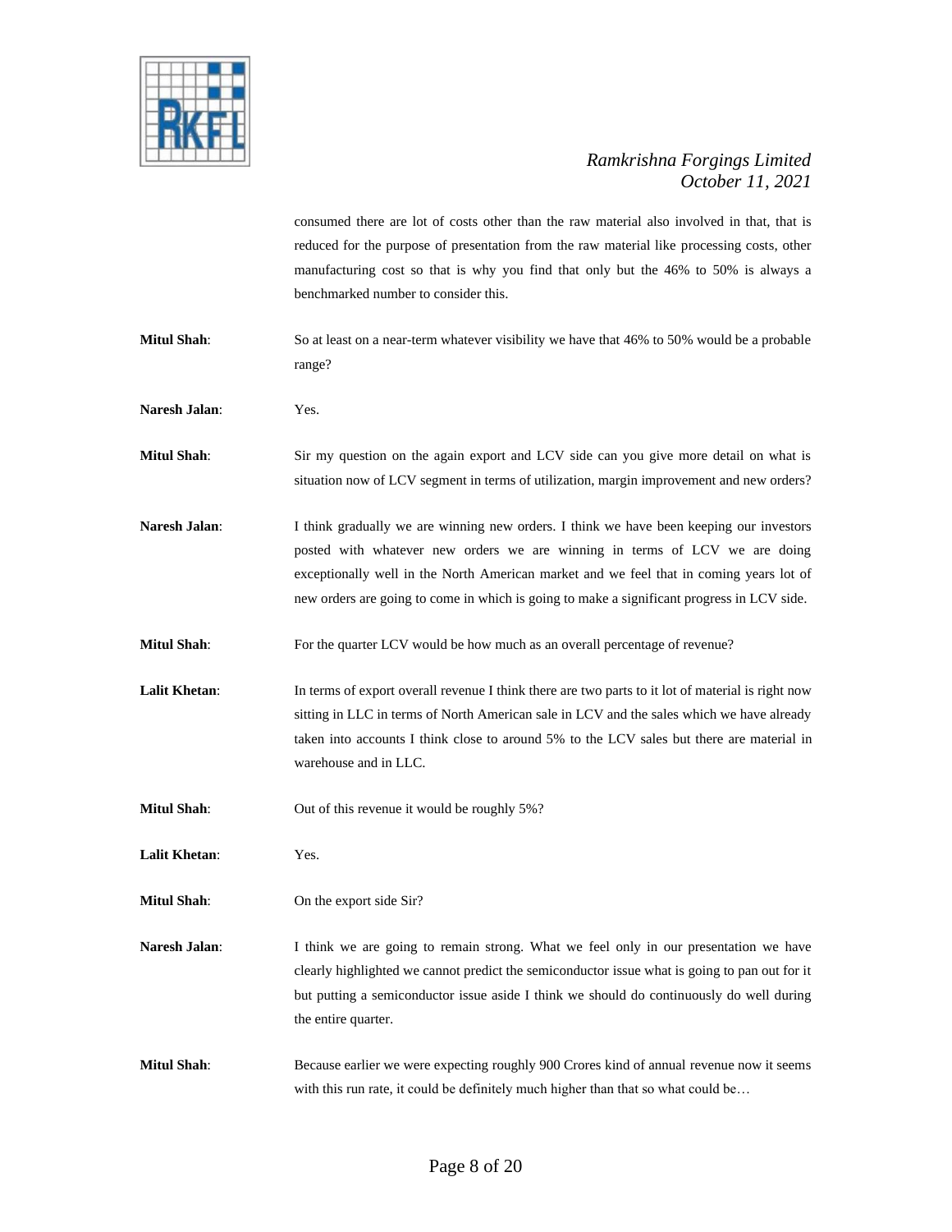consumed there are lot of costs other than the raw material also involved in that, that is reduced for the purpose of presentation from the raw material like processing costs, other manufacturing cost so that is why you find that only but the 46% to 50% is always a benchmarked number to consider this.

**Mitul Shah**: So at least on a near-term whatever visibility we have that 46% to 50% would be a probable range?

**Naresh Jalan**: Yes.

**Mitul Shah**: Sir my question on the again export and LCV side can you give more detail on what is situation now of LCV segment in terms of utilization, margin improvement and new orders?

**Naresh Jalan**: I think gradually we are winning new orders. I think we have been keeping our investors posted with whatever new orders we are winning in terms of LCV we are doing exceptionally well in the North American market and we feel that in coming years lot of new orders are going to come in which is going to make a significant progress in LCV side.

**Mitul Shah**: For the quarter LCV would be how much as an overall percentage of revenue?

**Lalit Khetan**: In terms of export overall revenue I think there are two parts to it lot of material is right now sitting in LLC in terms of North American sale in LCV and the sales which we have already taken into accounts I think close to around 5% to the LCV sales but there are material in warehouse and in LLC.

**Mitul Shah**: Out of this revenue it would be roughly 5%?

**Lalit Khetan**: Yes.

**Mitul Shah**: On the export side Sir?

**Naresh Jalan**: I think we are going to remain strong. What we feel only in our presentation we have clearly highlighted we cannot predict the semiconductor issue what is going to pan out for it but putting a semiconductor issue aside I think we should do continuously do well during the entire quarter.

**Mitul Shah**: Because earlier we were expecting roughly 900 Crores kind of annual revenue now it seems with this run rate, it could be definitely much higher than that so what could be…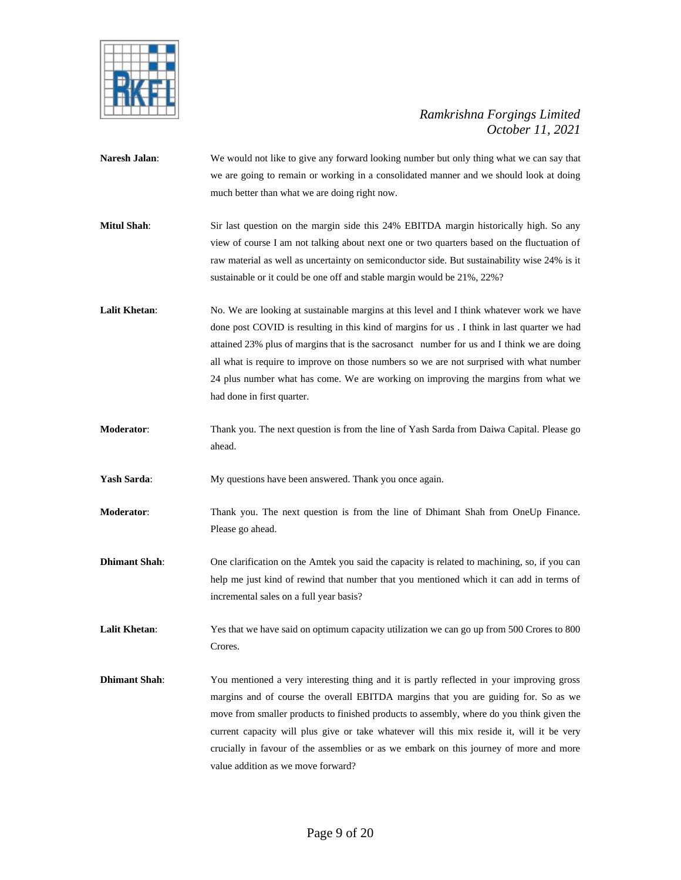**Naresh Jalan**: We would not like to give any forward looking number but only thing what we can say that we are going to remain or working in a consolidated manner and we should look at doing much better than what we are doing right now.

**Mitul Shah**: Sir last question on the margin side this 24% EBITDA margin historically high. So any view of course I am not talking about next one or two quarters based on the fluctuation of raw material as well as uncertainty on semiconductor side. But sustainability wise 24% is it sustainable or it could be one off and stable margin would be 21%, 22%?

**Lalit Khetan**: No. We are looking at sustainable margins at this level and I think whatever work we have done post COVID is resulting in this kind of margins for us . I think in last quarter we had attained 23% plus of margins that is the sacrosanct number for us and I think we are doing all what is require to improve on those numbers so we are not surprised with what number 24 plus number what has come. We are working on improving the margins from what we had done in first quarter.

**Moderator**: Thank you. The next question is from the line of Yash Sarda from Daiwa Capital. Please go ahead.

**Yash Sarda**: My questions have been answered. Thank you once again.

**Moderator**: Thank you. The next question is from the line of Dhimant Shah from OneUp Finance. Please go ahead.

**Dhimant Shah**: One clarification on the Amtek you said the capacity is related to machining, so, if you can help me just kind of rewind that number that you mentioned which it can add in terms of incremental sales on a full year basis?

**Lalit Khetan**: Yes that we have said on optimum capacity utilization we can go up from 500 Crores to 800 Crores.

**Dhimant Shah**: You mentioned a very interesting thing and it is partly reflected in your improving gross margins and of course the overall EBITDA margins that you are guiding for. So as we move from smaller products to finished products to assembly, where do you think given the current capacity will plus give or take whatever will this mix reside it, will it be very crucially in favour of the assemblies or as we embark on this journey of more and more value addition as we move forward?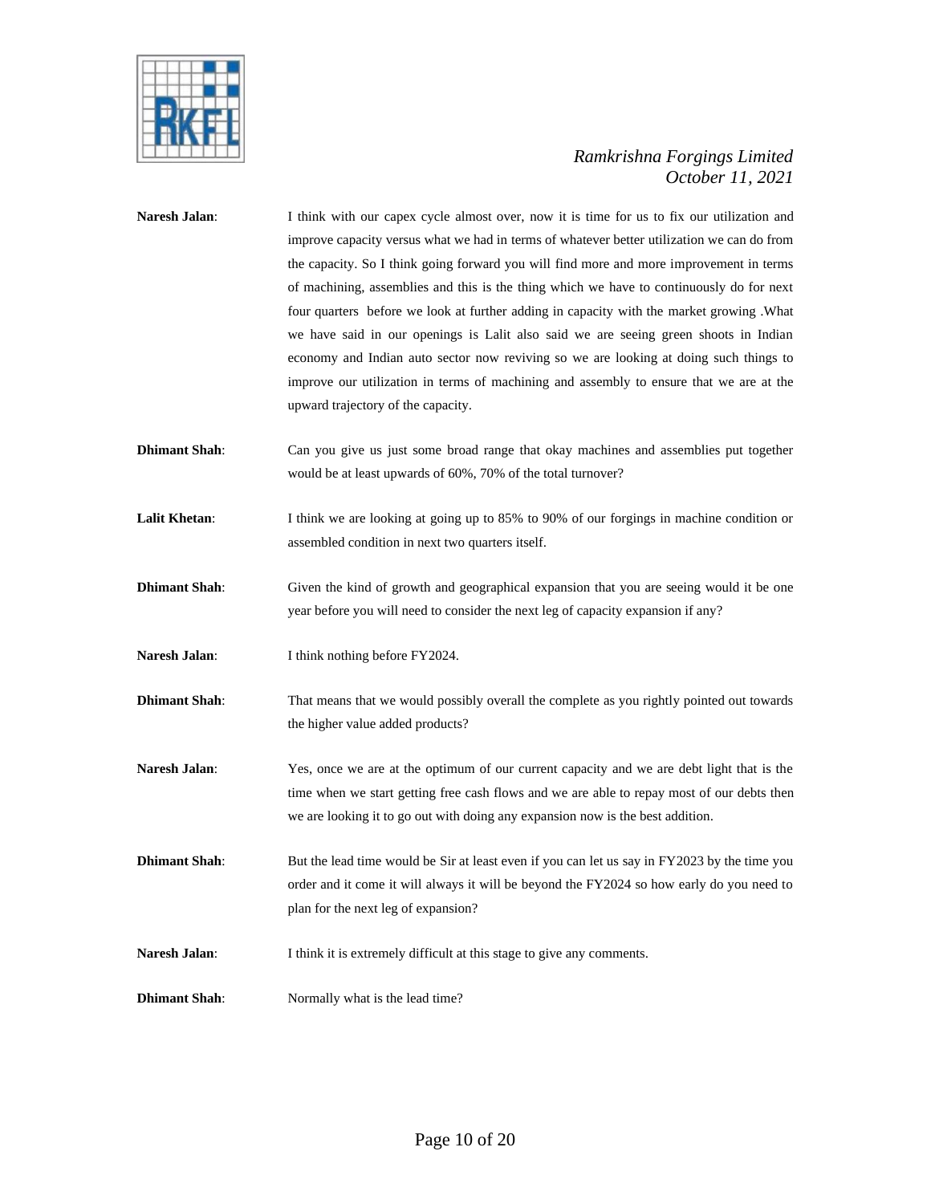**Naresh Jalan**: I think with our capex cycle almost over, now it is time for us to fix our utilization and improve capacity versus what we had in terms of whatever better utilization we can do from the capacity. So I think going forward you will find more and more improvement in terms of machining, assemblies and this is the thing which we have to continuously do for next four quarters before we look at further adding in capacity with the market growing .What we have said in our openings is Lalit also said we are seeing green shoots in Indian economy and Indian auto sector now reviving so we are looking at doing such things to improve our utilization in terms of machining and assembly to ensure that we are at the upward trajectory of the capacity.

**Dhimant Shah**: Can you give us just some broad range that okay machines and assemblies put together would be at least upwards of 60%, 70% of the total turnover?

**Lalit Khetan**: I think we are looking at going up to 85% to 90% of our forgings in machine condition or assembled condition in next two quarters itself.

**Dhimant Shah**: Given the kind of growth and geographical expansion that you are seeing would it be one year before you will need to consider the next leg of capacity expansion if any?

**Naresh Jalan**: I think nothing before FY2024.

**Dhimant Shah**: That means that we would possibly overall the complete as you rightly pointed out towards the higher value added products?

**Naresh Jalan**: Yes, once we are at the optimum of our current capacity and we are debt light that is the time when we start getting free cash flows and we are able to repay most of our debts then we are looking it to go out with doing any expansion now is the best addition.

**Dhimant Shah**: But the lead time would be Sir at least even if you can let us say in FY2023 by the time you order and it come it will always it will be beyond the FY2024 so how early do you need to plan for the next leg of expansion?

**Naresh Jalan**: I think it is extremely difficult at this stage to give any comments.

**Dhimant Shah**: Normally what is the lead time?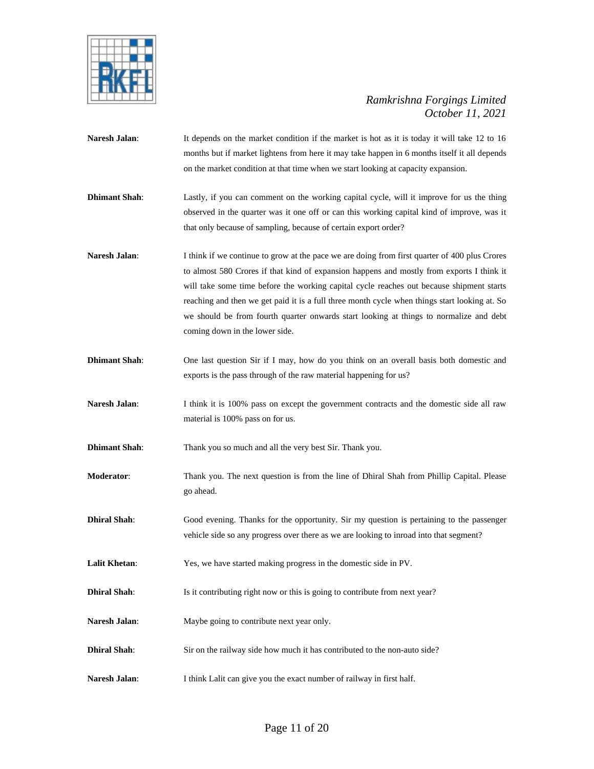**Naresh Jalan**: It depends on the market condition if the market is hot as it is today it will take 12 to 16 months but if market lightens from here it may take happen in 6 months itself it all depends on the market condition at that time when we start looking at capacity expansion.

**Dhimant Shah**: Lastly, if you can comment on the working capital cycle, will it improve for us the thing observed in the quarter was it one off or can this working capital kind of improve, was it that only because of sampling, because of certain export order?

**Naresh Jalan**: I think if we continue to grow at the pace we are doing from first quarter of 400 plus Crores to almost 580 Crores if that kind of expansion happens and mostly from exports I think it will take some time before the working capital cycle reaches out because shipment starts reaching and then we get paid it is a full three month cycle when things start looking at. So we should be from fourth quarter onwards start looking at things to normalize and debt coming down in the lower side.

**Dhimant Shah**: One last question Sir if I may, how do you think on an overall basis both domestic and exports is the pass through of the raw material happening for us?

**Naresh Jalan**: I think it is 100% pass on except the government contracts and the domestic side all raw material is 100% pass on for us.

**Dhimant Shah**: Thank you so much and all the very best Sir. Thank you.

**Moderator**: Thank you. The next question is from the line of Dhiral Shah from Phillip Capital. Please go ahead.

**Dhiral Shah**: Good evening. Thanks for the opportunity. Sir my question is pertaining to the passenger vehicle side so any progress over there as we are looking to inroad into that segment?

**Lalit Khetan**: Yes, we have started making progress in the domestic side in PV.

**Dhiral Shah**: Is it contributing right now or this is going to contribute from next year?

**Naresh Jalan**: Maybe going to contribute next year only.

**Dhiral Shah**: Sir on the railway side how much it has contributed to the non-auto side?

**Naresh Jalan**: I think Lalit can give you the exact number of railway in first half.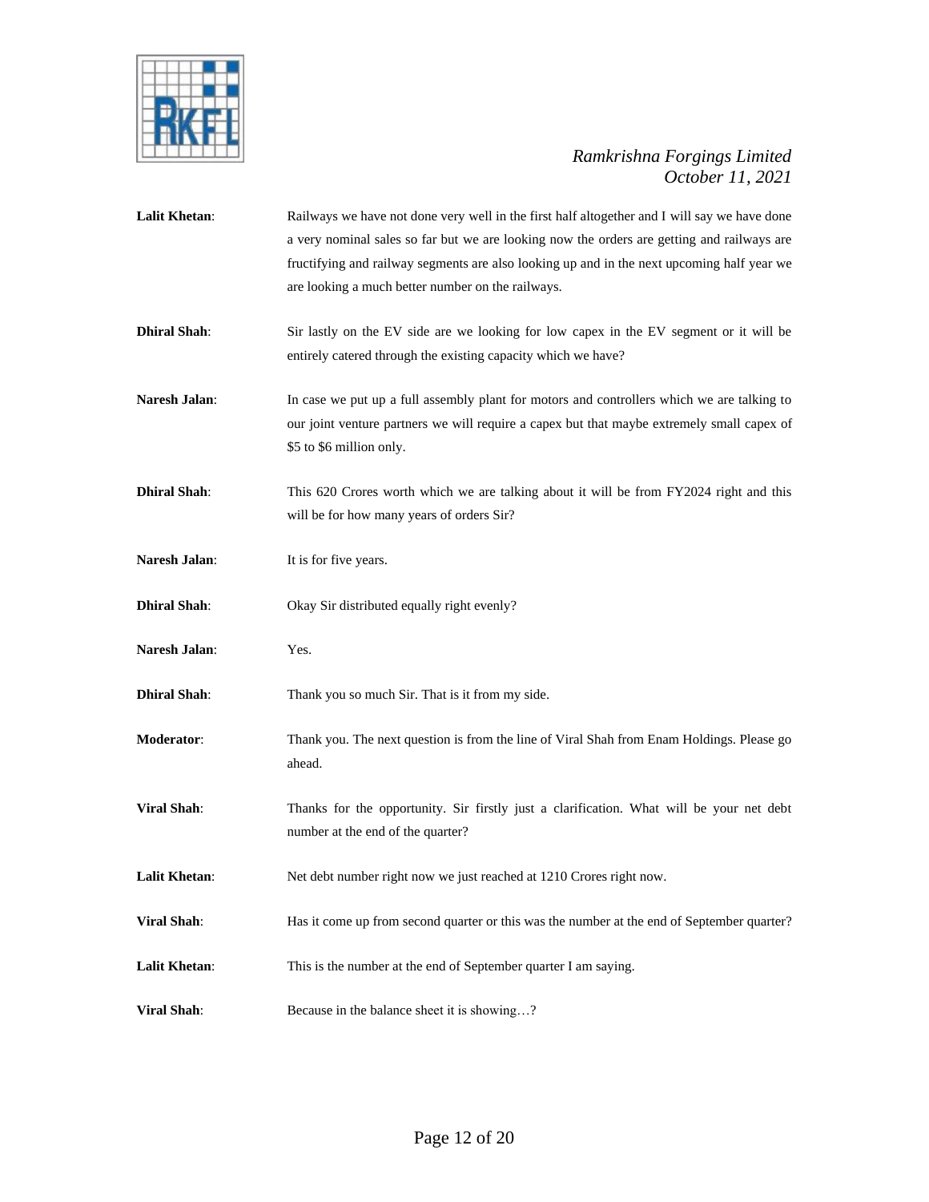**Lalit Khetan**: Railways we have not done very well in the first half altogether and I will say we have done a very nominal sales so far but we are looking now the orders are getting and railways are fructifying and railway segments are also looking up and in the next upcoming half year we are looking a much better number on the railways.

**Dhiral Shah**: Sir lastly on the EV side are we looking for low capex in the EV segment or it will be entirely catered through the existing capacity which we have?

**Naresh Jalan**: In case we put up a full assembly plant for motors and controllers which we are talking to our joint venture partners we will require a capex but that maybe extremely small capex of $5 to $6 million only.

**Dhiral Shah**: This 620 Crores worth which we are talking about it will be from FY2024 right and this will be for how many years of orders Sir?

**Naresh Jalan**: It is for five years.

**Dhiral Shah**: Okay Sir distributed equally right evenly?

**Naresh Jalan**: Yes.

**Dhiral Shah**: Thank you so much Sir. That is it from my side.

**Moderator**: Thank you. The next question is from the line of Viral Shah from Enam Holdings. Please go ahead.

**Viral Shah**: Thanks for the opportunity. Sir firstly just a clarification. What will be your net debt number at the end of the quarter?

**Lalit Khetan**: Net debt number right now we just reached at 1210 Crores right now.

**Viral Shah**: Has it come up from second quarter or this was the number at the end of September quarter?

**Lalit Khetan**: This is the number at the end of September quarter I am saying.

**Viral Shah**: Because in the balance sheet it is showing…?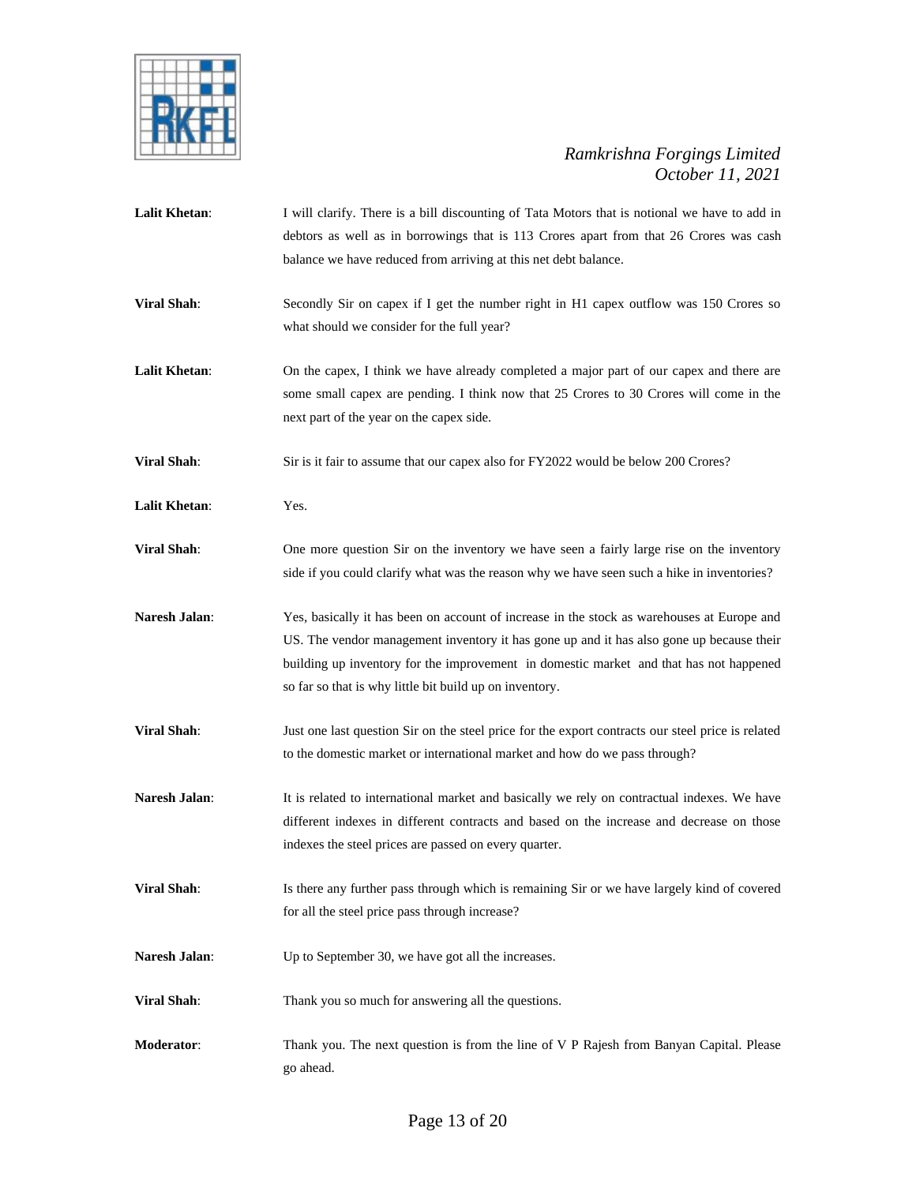**Lalit Khetan**: I will clarify. There is a bill discounting of Tata Motors that is notional we have to add in debtors as well as in borrowings that is 113 Crores apart from that 26 Crores was cash balance we have reduced from arriving at this net debt balance.

**Viral Shah**: Secondly Sir on capex if I get the number right in H1 capex outflow was 150 Crores so what should we consider for the full year?

**Lalit Khetan**: On the capex, I think we have already completed a major part of our capex and there are some small capex are pending. I think now that 25 Crores to 30 Crores will come in the next part of the year on the capex side.

**Viral Shah**: Sir is it fair to assume that our capex also for FY2022 would be below 200 Crores?

**Lalit Khetan**: Yes.

**Viral Shah**: One more question Sir on the inventory we have seen a fairly large rise on the inventory side if you could clarify what was the reason why we have seen such a hike in inventories?

**Naresh Jalan**: Yes, basically it has been on account of increase in the stock as warehouses at Europe and US. The vendor management inventory it has gone up and it has also gone up because their building up inventory for the improvement in domestic market and that has not happened so far so that is why little bit build up on inventory.

**Viral Shah**: Just one last question Sir on the steel price for the export contracts our steel price is related to the domestic market or international market and how do we pass through?

**Naresh Jalan**: It is related to international market and basically we rely on contractual indexes. We have different indexes in different contracts and based on the increase and decrease on those indexes the steel prices are passed on every quarter.

**Viral Shah**: Is there any further pass through which is remaining Sir or we have largely kind of covered for all the steel price pass through increase?

**Naresh Jalan**: Up to September 30, we have got all the increases.

**Viral Shah**: Thank you so much for answering all the questions.

**Moderator**: Thank you. The next question is from the line of V P Rajesh from Banyan Capital. Please go ahead.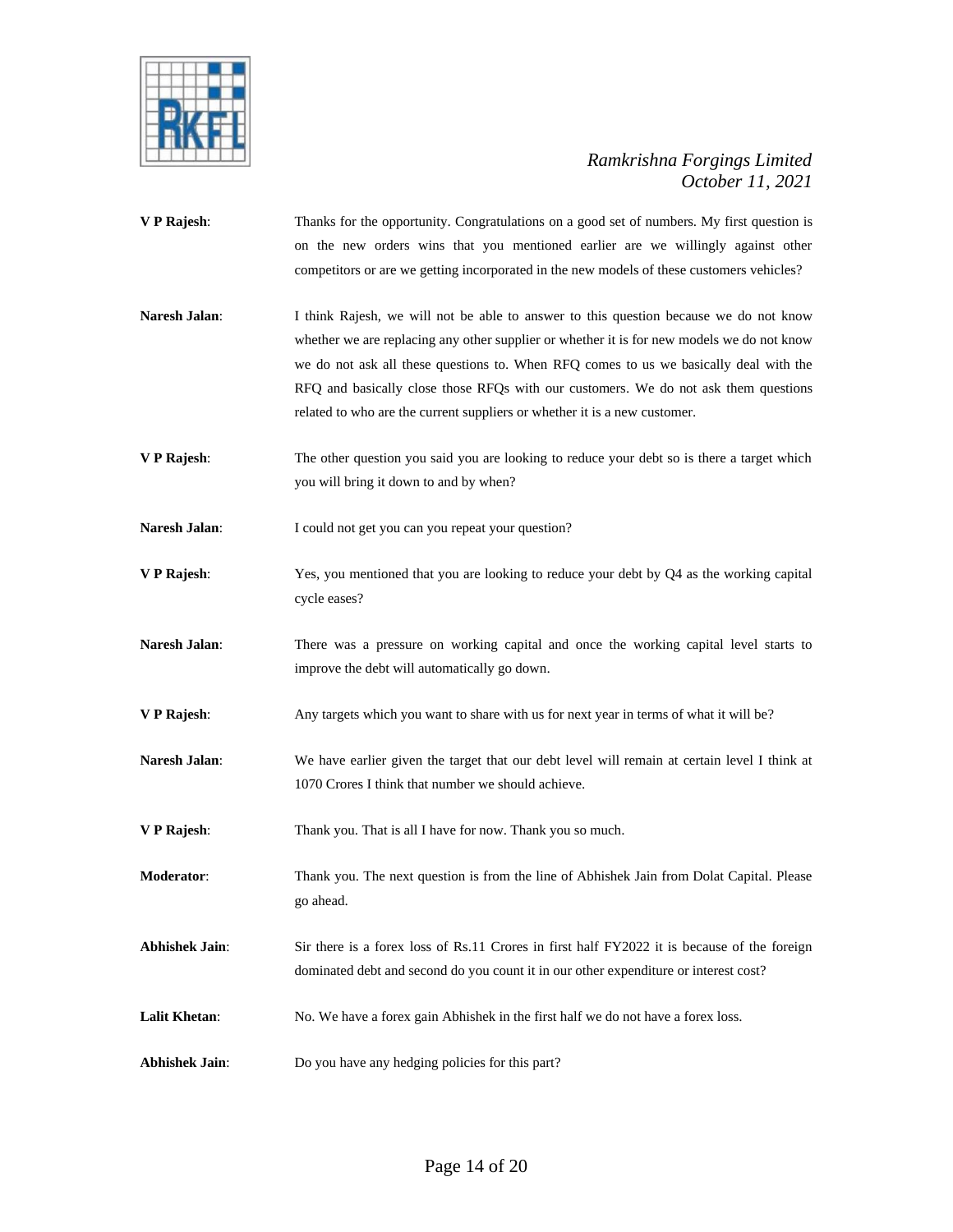**V P Rajesh**: Thanks for the opportunity. Congratulations on a good set of numbers. My first question is on the new orders wins that you mentioned earlier are we willingly against other competitors or are we getting incorporated in the new models of these customers vehicles?

**Naresh Jalan**: I think Rajesh, we will not be able to answer to this question because we do not know whether we are replacing any other supplier or whether it is for new models we do not know we do not ask all these questions to. When RFQ comes to us we basically deal with the RFQ and basically close those RFQs with our customers. We do not ask them questions related to who are the current suppliers or whether it is a new customer.

**V P Rajesh**: The other question you said you are looking to reduce your debt so is there a target which you will bring it down to and by when?

**Naresh Jalan**: I could not get you can you repeat your question?

**V P Rajesh**: Yes, you mentioned that you are looking to reduce your debt by Q4 as the working capital cycle eases?

**Naresh Jalan**: There was a pressure on working capital and once the working capital level starts to improve the debt will automatically go down.

**V P Rajesh**: Any targets which you want to share with us for next year in terms of what it will be?

**Naresh Jalan**: We have earlier given the target that our debt level will remain at certain level I think at 1070 Crores I think that number we should achieve.

**V P Rajesh**: Thank you. That is all I have for now. Thank you so much.

**Moderator**: Thank you. The next question is from the line of Abhishek Jain from Dolat Capital. Please go ahead.

**Abhishek Jain**: Sir there is a forex loss of Rs.11 Crores in first half FY2022 it is because of the foreign dominated debt and second do you count it in our other expenditure or interest cost?

**Lalit Khetan**: No. We have a forex gain Abhishek in the first half we do not have a forex loss.

**Abhishek Jain**: Do you have any hedging policies for this part?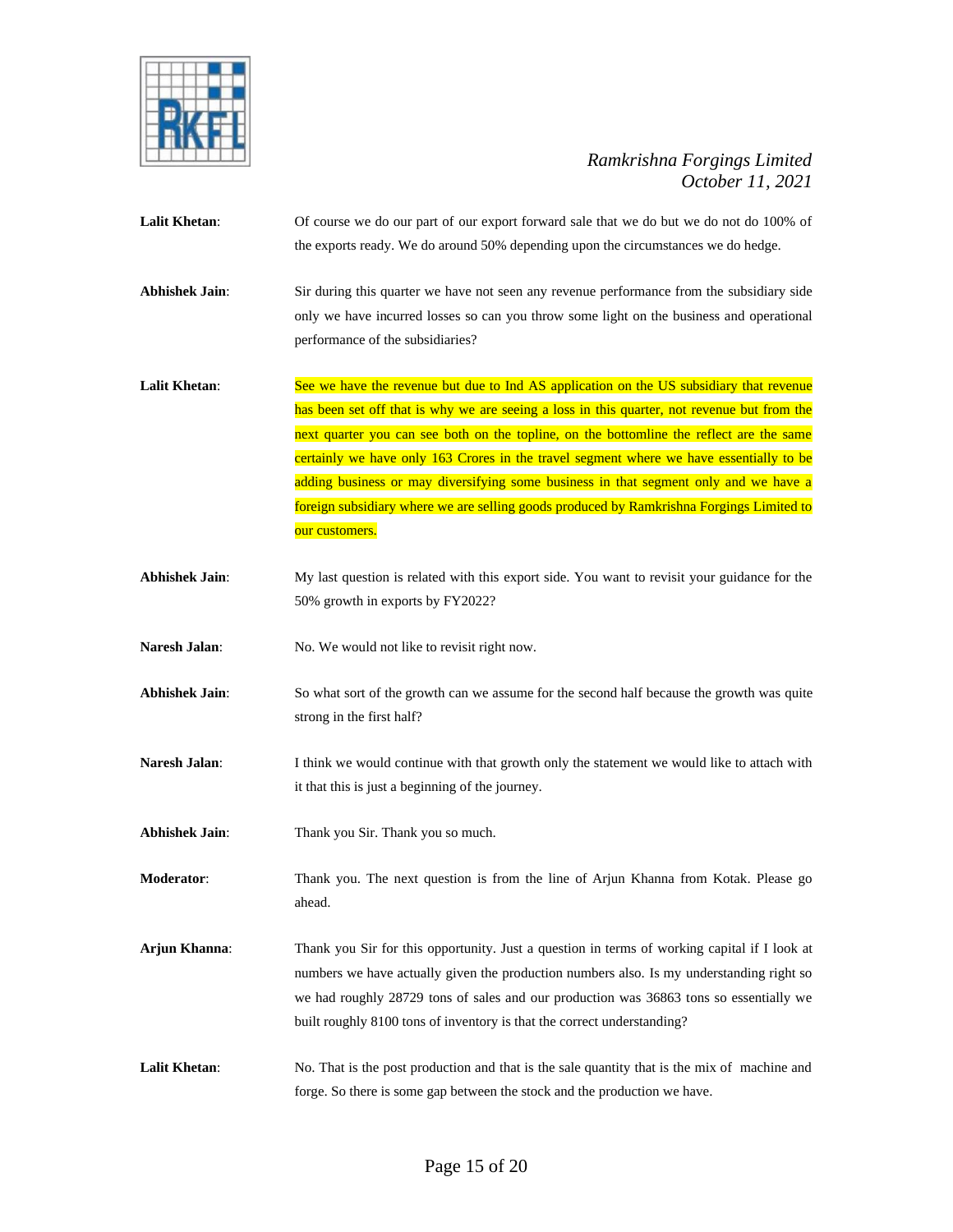**Lalit Khetan**: Of course we do our part of our export forward sale that we do but we do not do 100% of the exports ready. We do around 50% depending upon the circumstances we do hedge.

**Abhishek Jain**: Sir during this quarter we have not seen any revenue performance from the subsidiary side only we have incurred losses so can you throw some light on the business and operational performance of the subsidiaries?

**Lalit Khetan**: See we have the revenue but due to Ind AS application on the US subsidiary that revenue has been set off that is why we are seeing a loss in this quarter, not revenue but from the next quarter you can see both on the topline, on the bottomline the reflect are the same certainly we have only 163 Crores in the travel segment where we have essentially to be adding business or may diversifying some business in that segment only and we have a foreign subsidiary where we are selling goods produced by Ramkrishna Forgings Limited to our customers.

**Abhishek Jain**: My last question is related with this export side. You want to revisit your guidance for the 50% growth in exports by FY2022?

**Naresh Jalan**: No. We would not like to revisit right now.

**Abhishek Jain**: So what sort of the growth can we assume for the second half because the growth was quite strong in the first half?

**Naresh Jalan**: I think we would continue with that growth only the statement we would like to attach with it that this is just a beginning of the journey.

**Abhishek Jain**: Thank you Sir. Thank you so much.

**Moderator**: Thank you. The next question is from the line of Arjun Khanna from Kotak. Please go ahead.

**Arjun Khanna**: Thank you Sir for this opportunity. Just a question in terms of working capital if I look at numbers we have actually given the production numbers also. Is my understanding right so we had roughly 28729 tons of sales and our production was 36863 tons so essentially we built roughly 8100 tons of inventory is that the correct understanding?

**Lalit Khetan**: No. That is the post production and that is the sale quantity that is the mix of machine and forge. So there is some gap between the stock and the production we have.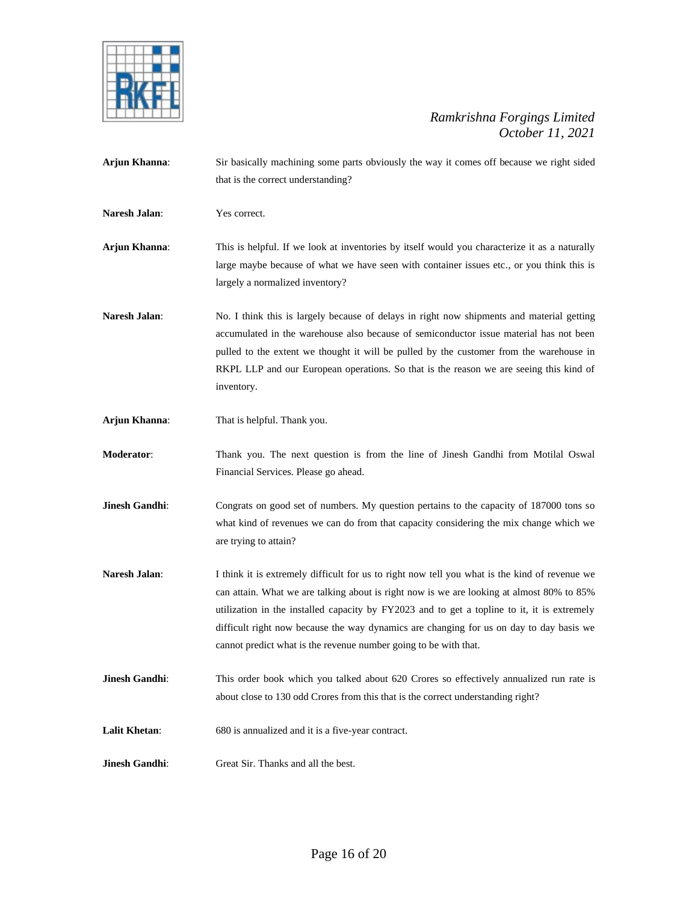**Arjun Khanna**: Sir basically machining some parts obviously the way it comes off because we right sided that is the correct understanding?

**Naresh Jalan**: Yes correct.

**Arjun Khanna**: This is helpful. If we look at inventories by itself would you characterize it as a naturally large maybe because of what we have seen with container issues etc., or you think this is largely a normalized inventory?

**Naresh Jalan**: No. I think this is largely because of delays in right now shipments and material getting accumulated in the warehouse also because of semiconductor issue material has not been pulled to the extent we thought it will be pulled by the customer from the warehouse in RKPL LLP and our European operations. So that is the reason we are seeing this kind of inventory.

**Arjun Khanna**: That is helpful. Thank you.

**Moderator**: Thank you. The next question is from the line of Jinesh Gandhi from Motilal Oswal Financial Services. Please go ahead.

**Jinesh Gandhi**: Congrats on good set of numbers. My question pertains to the capacity of 187000 tons so what kind of revenues we can do from that capacity considering the mix change which we are trying to attain?

**Naresh Jalan**: I think it is extremely difficult for us to right now tell you what is the kind of revenue we can attain. What we are talking about is right now is we are looking at almost 80% to 85% utilization in the installed capacity by FY2023 and to get a topline to it, it is extremely difficult right now because the way dynamics are changing for us on day to day basis we cannot predict what is the revenue number going to be with that.

**Jinesh Gandhi**: This order book which you talked about 620 Crores so effectively annualized run rate is about close to 130 odd Crores from this that is the correct understanding right?

**Lalit Khetan**: 680 is annualized and it is a five-year contract.

**Jinesh Gandhi**: Great Sir. Thanks and all the best.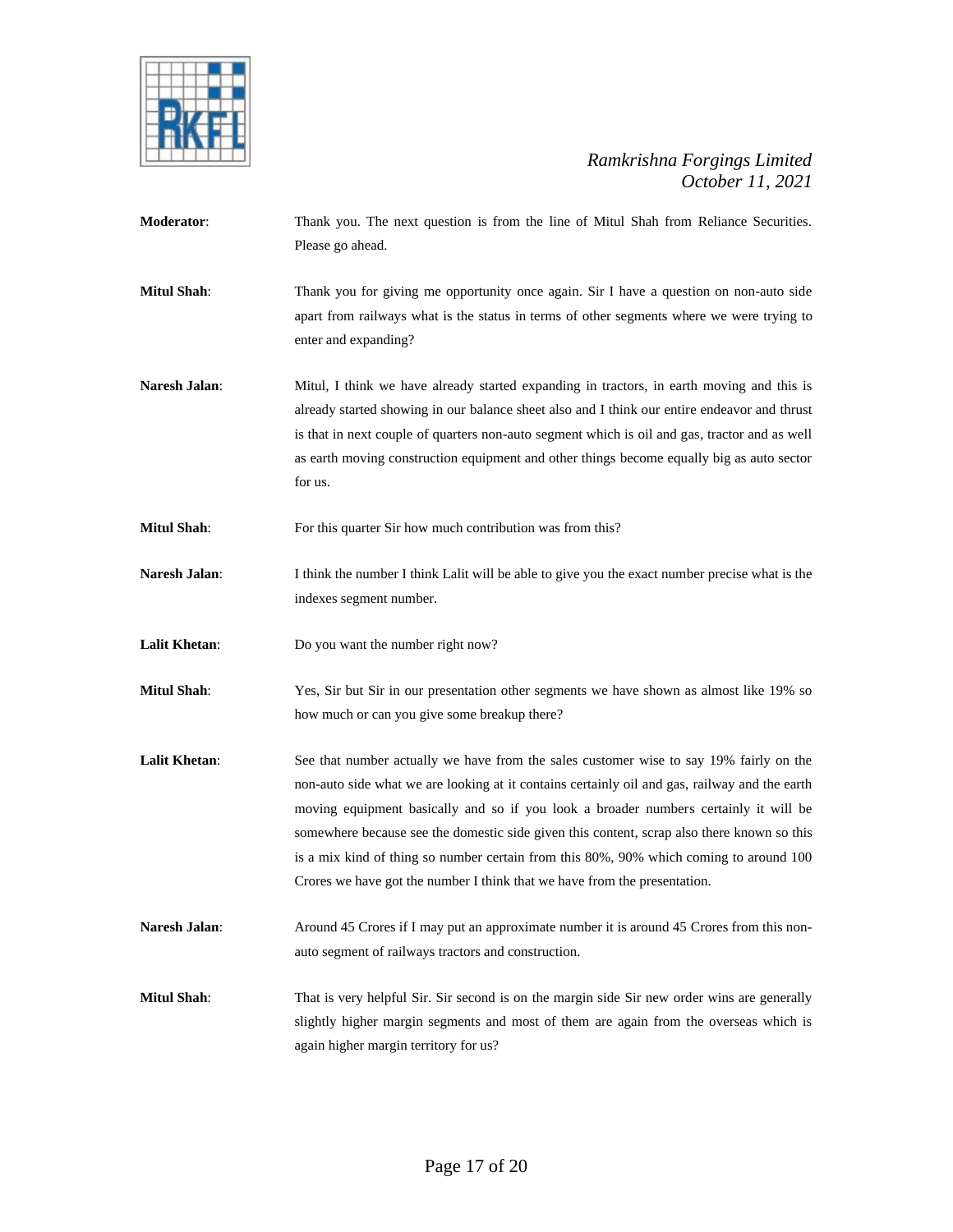**Moderator**: Thank you. The next question is from the line of Mitul Shah from Reliance Securities. Please go ahead.

**Mitul Shah**: Thank you for giving me opportunity once again. Sir I have a question on non-auto side apart from railways what is the status in terms of other segments where we were trying to enter and expanding?

**Naresh Jalan**: Mitul, I think we have already started expanding in tractors, in earth moving and this is already started showing in our balance sheet also and I think our entire endeavor and thrust is that in next couple of quarters non-auto segment which is oil and gas, tractor and as well as earth moving construction equipment and other things become equally big as auto sector for us.

**Mitul Shah**: For this quarter Sir how much contribution was from this?

**Naresh Jalan**: I think the number I think Lalit will be able to give you the exact number precise what is the indexes segment number.

**Lalit Khetan**: Do you want the number right now?

**Mitul Shah**: Yes, Sir but Sir in our presentation other segments we have shown as almost like 19% so how much or can you give some breakup there?

**Lalit Khetan**: See that number actually we have from the sales customer wise to say 19% fairly on the non-auto side what we are looking at it contains certainly oil and gas, railway and the earth moving equipment basically and so if you look a broader numbers certainly it will be somewhere because see the domestic side given this content, scrap also there known so this is a mix kind of thing so number certain from this 80%, 90% which coming to around 100 Crores we have got the number I think that we have from the presentation.

**Naresh Jalan**: Around 45 Crores if I may put an approximate number it is around 45 Crores from this non-auto segment of railways tractors and construction.

**Mitul Shah**: That is very helpful Sir. Sir second is on the margin side Sir new order wins are generally slightly higher margin segments and most of them are again from the overseas which is again higher margin territory for us?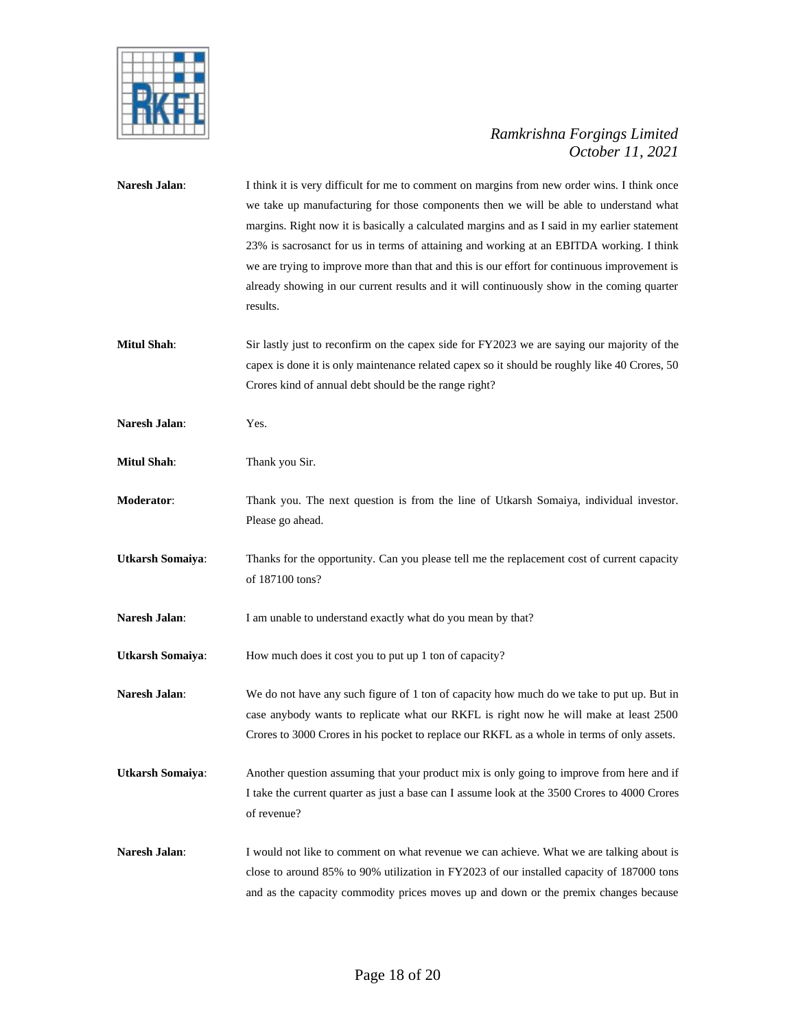**Naresh Jalan**: I think it is very difficult for me to comment on margins from new order wins. I think once we take up manufacturing for those components then we will be able to understand what margins. Right now it is basically a calculated margins and as I said in my earlier statement 23% is sacrosanct for us in terms of attaining and working at an EBITDA working. I think we are trying to improve more than that and this is our effort for continuous improvement is already showing in our current results and it will continuously show in the coming quarter results.

**Mitul Shah**: Sir lastly just to reconfirm on the capex side for FY2023 we are saying our majority of the capex is done it is only maintenance related capex so it should be roughly like 40 Crores, 50 Crores kind of annual debt should be the range right?

**Naresh Jalan**: Yes.

**Mitul Shah**: Thank you Sir.

**Moderator**: Thank you. The next question is from the line of Utkarsh Somaiya, individual investor. Please go ahead.

**Utkarsh Somaiya**: Thanks for the opportunity. Can you please tell me the replacement cost of current capacity of 187100 tons?

**Naresh Jalan**: I am unable to understand exactly what do you mean by that?

**Utkarsh Somaiya**: How much does it cost you to put up 1 ton of capacity?

**Naresh Jalan**: We do not have any such figure of 1 ton of capacity how much do we take to put up. But in case anybody wants to replicate what our RKFL is right now he will make at least 2500 Crores to 3000 Crores in his pocket to replace our RKFL as a whole in terms of only assets.

**Utkarsh Somaiya**: Another question assuming that your product mix is only going to improve from here and if I take the current quarter as just a base can I assume look at the 3500 Crores to 4000 Crores of revenue?

**Naresh Jalan**: I would not like to comment on what revenue we can achieve. What we are talking about is close to around 85% to 90% utilization in FY2023 of our installed capacity of 187000 tons and as the capacity commodity prices moves up and down or the premix changes because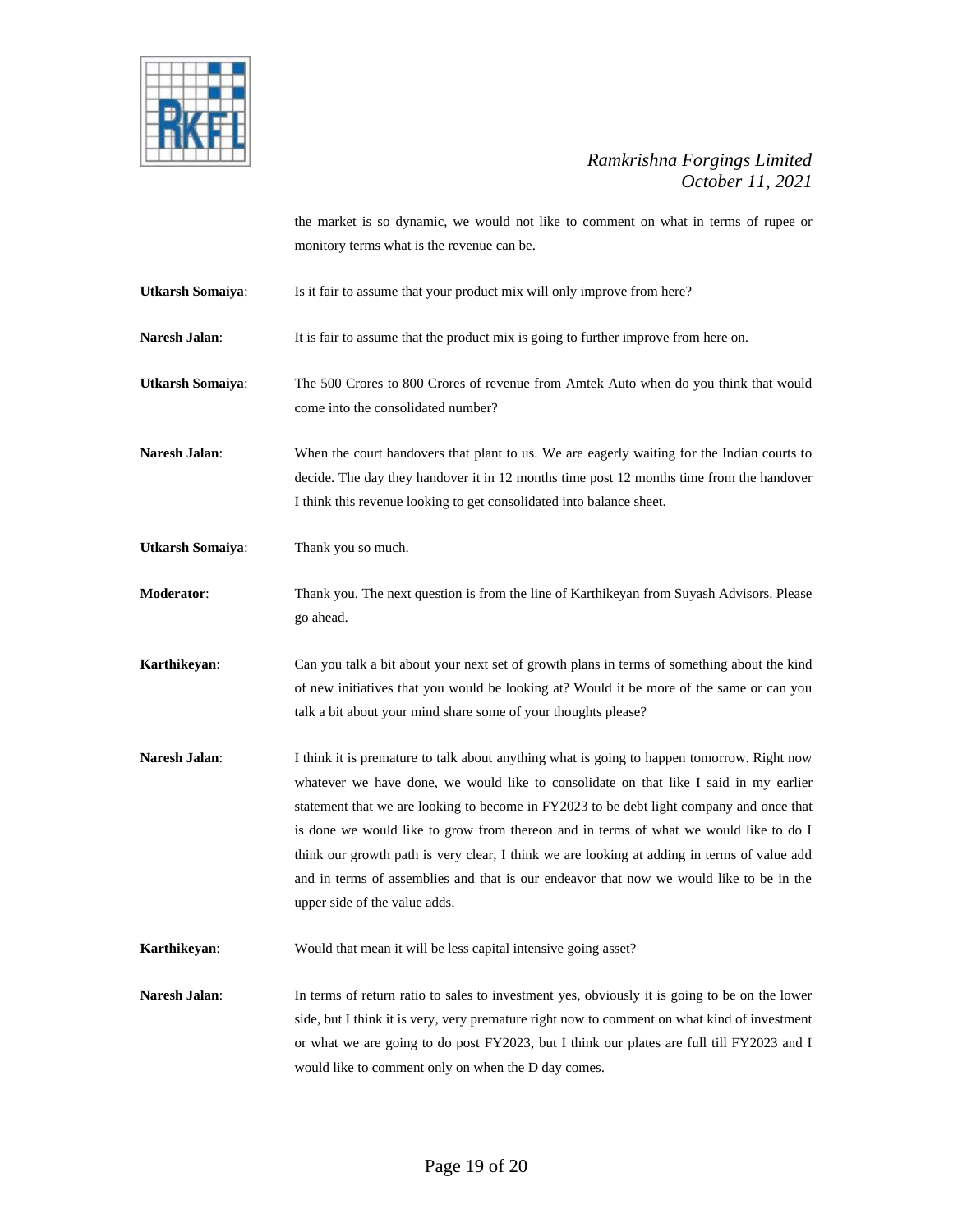the market is so dynamic, we would not like to comment on what in terms of rupee or monitory terms what is the revenue can be.

**Utkarsh Somaiya**: Is it fair to assume that your product mix will only improve from here?

**Naresh Jalan**: It is fair to assume that the product mix is going to further improve from here on.

**Utkarsh Somaiya**: The 500 Crores to 800 Crores of revenue from Amtek Auto when do you think that would come into the consolidated number?

**Naresh Jalan**: When the court handovers that plant to us. We are eagerly waiting for the Indian courts to decide. The day they handover it in 12 months time post 12 months time from the handover I think this revenue looking to get consolidated into balance sheet.

**Utkarsh Somaiya**: Thank you so much.

**Moderator**: Thank you. The next question is from the line of Karthikeyan from Suyash Advisors. Please go ahead.

**Karthikeyan**: Can you talk a bit about your next set of growth plans in terms of something about the kind of new initiatives that you would be looking at? Would it be more of the same or can you talk a bit about your mind share some of your thoughts please?

**Naresh Jalan**: I think it is premature to talk about anything what is going to happen tomorrow. Right now whatever we have done, we would like to consolidate on that like I said in my earlier statement that we are looking to become in FY2023 to be debt light company and once that is done we would like to grow from thereon and in terms of what we would like to do I think our growth path is very clear, I think we are looking at adding in terms of value add and in terms of assemblies and that is our endeavor that now we would like to be in the upper side of the value adds.

**Karthikeyan**: Would that mean it will be less capital intensive going asset?

**Naresh Jalan**: In terms of return ratio to sales to investment yes, obviously it is going to be on the lower side, but I think it is very, very premature right now to comment on what kind of investment or what we are going to do post FY2023, but I think our plates are full till FY2023 and I would like to comment only on when the D day comes.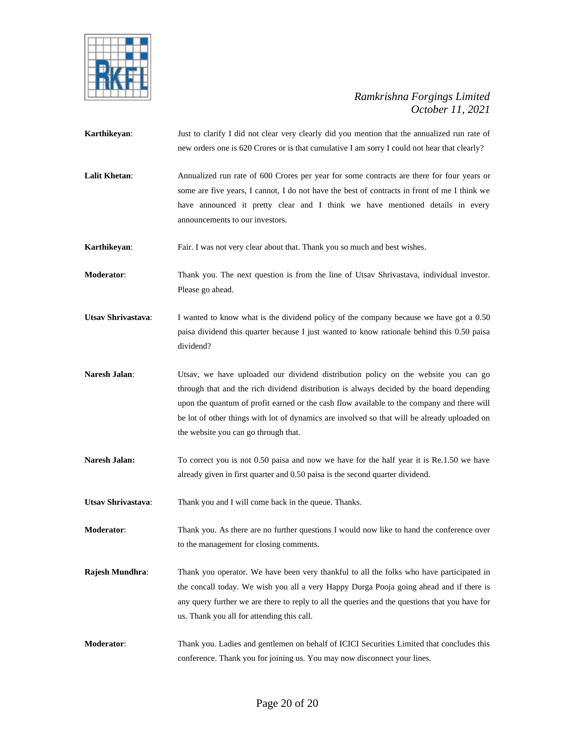**Karthikeyan**: Just to clarify I did not clear very clearly did you mention that the annualized run rate of new orders one is 620 Crores or is that cumulative I am sorry I could not hear that clearly?

**Lalit Khetan**: Annualized run rate of 600 Crores per year for some contracts are there for four years or some are five years, I cannot, I do not have the best of contracts in front of me I think we have announced it pretty clear and I think we have mentioned details in every announcements to our investors.

**Karthikeyan**: Fair. I was not very clear about that. Thank you so much and best wishes.

**Moderator**: Thank you. The next question is from the line of Utsav Shrivastava, individual investor. Please go ahead.

**Utsav Shrivastava**: I wanted to know what is the dividend policy of the company because we have got a 0.50 paisa dividend this quarter because I just wanted to know rationale behind this 0.50 paisa dividend?

**Naresh Jalan**: Utsav, we have uploaded our dividend distribution policy on the website you can go through that and the rich dividend distribution is always decided by the board depending upon the quantum of profit earned or the cash flow available to the company and there will be lot of other things with lot of dynamics are involved so that will be already uploaded on the website you can go through that.

**Naresh Jalan:** To correct you is not 0.50 paisa and now we have for the half year it is Re.1.50 we have already given in first quarter and 0.50 paisa is the second quarter dividend.

**Utsav Shrivastava**: Thank you and I will come back in the queue. Thanks.

**Moderator**: Thank you. As there are no further questions I would now like to hand the conference over to the management for closing comments.

**Rajesh Mundhra**: Thank you operator. We have been very thankful to all the folks who have participated in the concall today. We wish you all a very Happy Durga Pooja going ahead and if there is any query further we are there to reply to all the queries and the questions that you have for us. Thank you all for attending this call.

**Moderator**: Thank you. Ladies and gentlemen on behalf of ICICI Securities Limited that concludes this conference. Thank you for joining us. You may now disconnect your lines.